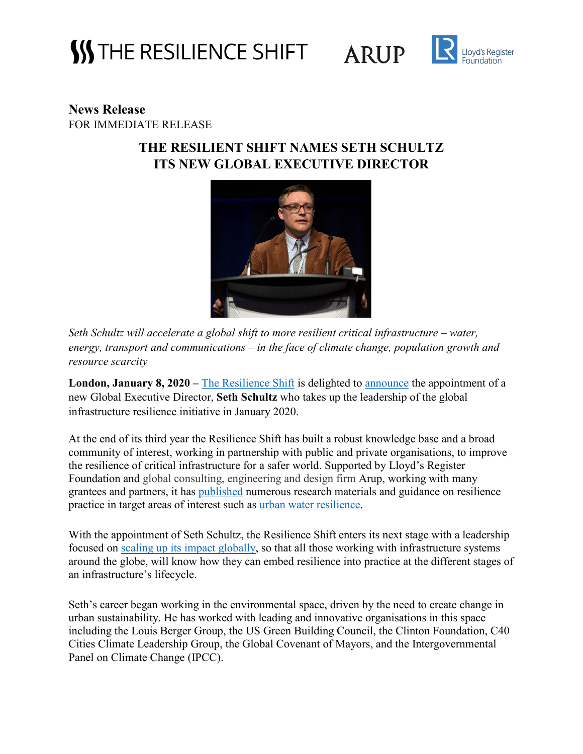THE RESILIENCE SHIFT ARUP Lloyd's Register Foundation

**News Release**
FOR IMMEDIATE RELEASE

## THE RESILIENT SHIFT NAMES SETH SCHULTZ ITS NEW GLOBAL EXECUTIVE DIRECTOR

*Seth Schultz will accelerate a global shift to more resilient critical infrastructure – water, energy, transport and communications – in the face of climate change, population growth and resource scarcity*

**London, January 8, 2020 –** The Resilience Shift is delighted to announce the appointment of a new Global Executive Director, **Seth Schultz** who takes up the leadership of the global infrastructure resilience initiative in January 2020.

At the end of its third year the Resilience Shift has built a robust knowledge base and a broad community of interest, working in partnership with public and private organisations, to improve the resilience of critical infrastructure for a safer world. Supported by Lloyd's Register Foundation and global consulting, engineering and design firm Arup, working with many grantees and partners, it has published numerous research materials and guidance on resilience practice in target areas of interest such as urban water resilience.

With the appointment of Seth Schultz, the Resilience Shift enters its next stage with a leadership focused on scaling up its impact globally, so that all those working with infrastructure systems around the globe, will know how they can embed resilience into practice at the different stages of an infrastructure's lifecycle.

Seth's career began working in the environmental space, driven by the need to create change in urban sustainability. He has worked with leading and innovative organisations in this space including the Louis Berger Group, the US Green Building Council, the Clinton Foundation, C40 Cities Climate Leadership Group, the Global Covenant of Mayors, and the Intergovernmental Panel on Climate Change (IPCC).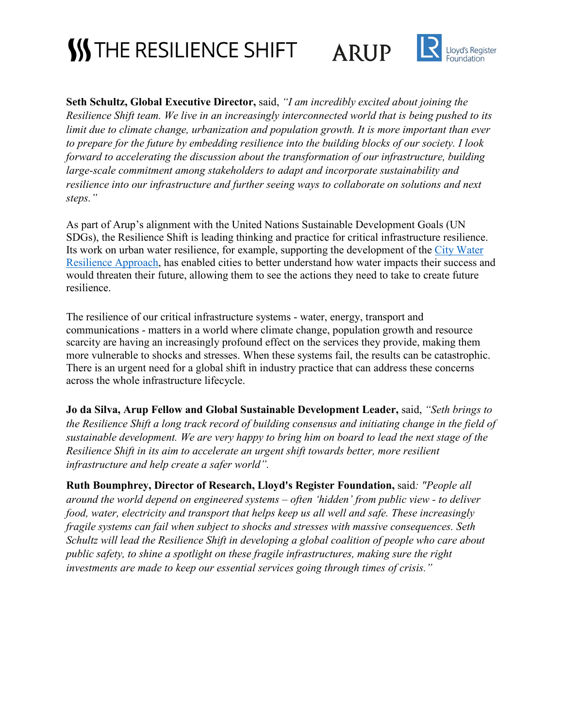**Seth Schultz, Global Executive Director,** said, *"I am incredibly excited about joining the Resilience Shift team. We live in an increasingly interconnected world that is being pushed to its limit due to climate change, urbanization and population growth. It is more important than ever to prepare for the future by embedding resilience into the building blocks of our society. I look forward to accelerating the discussion about the transformation of our infrastructure, building large-scale commitment among stakeholders to adapt and incorporate sustainability and resilience into our infrastructure and further seeing ways to collaborate on solutions and next steps."*

As part of Arup's alignment with the United Nations Sustainable Development Goals (UN SDGs), the Resilience Shift is leading thinking and practice for critical infrastructure resilience. Its work on urban water resilience, for example, supporting the development of the City Water Resilience Approach, has enabled cities to better understand how water impacts their success and would threaten their future, allowing them to see the actions they need to take to create future resilience.

The resilience of our critical infrastructure systems - water, energy, transport and communications - matters in a world where climate change, population growth and resource scarcity are having an increasingly profound effect on the services they provide, making them more vulnerable to shocks and stresses. When these systems fail, the results can be catastrophic. There is an urgent need for a global shift in industry practice that can address these concerns across the whole infrastructure lifecycle.

**Jo da Silva, Arup Fellow and Global Sustainable Development Leader,** said, *"Seth brings to the Resilience Shift a long track record of building consensus and initiating change in the field of sustainable development. We are very happy to bring him on board to lead the next stage of the Resilience Shift in its aim to accelerate an urgent shift towards better, more resilient infrastructure and help create a safer world".*

**Ruth Boumphrey, Director of Research, Lloyd's Register Foundation,** said*: "People all around the world depend on engineered systems – often 'hidden' from public view - to deliver food, water, electricity and transport that helps keep us all well and safe. These increasingly fragile systems can fail when subject to shocks and stresses with massive consequences. Seth Schultz will lead the Resilience Shift in developing a global coalition of people who care about public safety, to shine a spotlight on these fragile infrastructures, making sure the right investments are made to keep our essential services going through times of crisis."*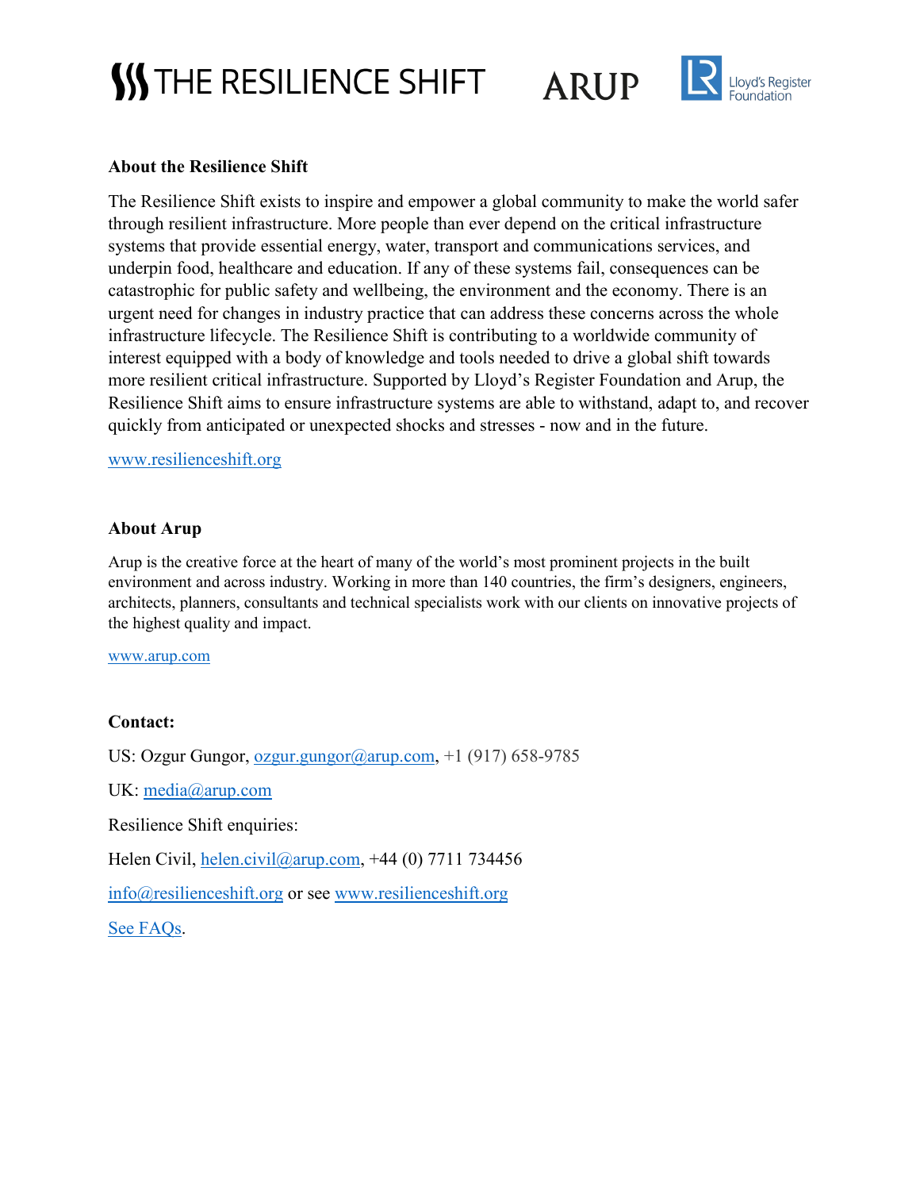**About the Resilience Shift**

The Resilience Shift exists to inspire and empower a global community to make the world safer through resilient infrastructure. More people than ever depend on the critical infrastructure systems that provide essential energy, water, transport and communications services, and underpin food, healthcare and education. If any of these systems fail, consequences can be catastrophic for public safety and wellbeing, the environment and the economy. There is an urgent need for changes in industry practice that can address these concerns across the whole infrastructure lifecycle. The Resilience Shift is contributing to a worldwide community of interest equipped with a body of knowledge and tools needed to drive a global shift towards more resilient critical infrastructure. Supported by Lloyd's Register Foundation and Arup, the Resilience Shift aims to ensure infrastructure systems are able to withstand, adapt to, and recover quickly from anticipated or unexpected shocks and stresses - now and in the future.

www.resilienceshift.org

**About Arup**

Arup is the creative force at the heart of many of the world's most prominent projects in the built environment and across industry. Working in more than 140 countries, the firm's designers, engineers, architects, planners, consultants and technical specialists work with our clients on innovative projects of the highest quality and impact.

www.arup.com

**Contact:**

US: Ozgur Gungor, ozgur.gungor@arup.com, +1 (917) 658-9785

UK: media@arup.com

Resilience Shift enquiries:

Helen Civil, helen.civil@arup.com, +44 (0) 7711 734456

info@resilienceshift.org or see www.resilienceshift.org

See FAQs.